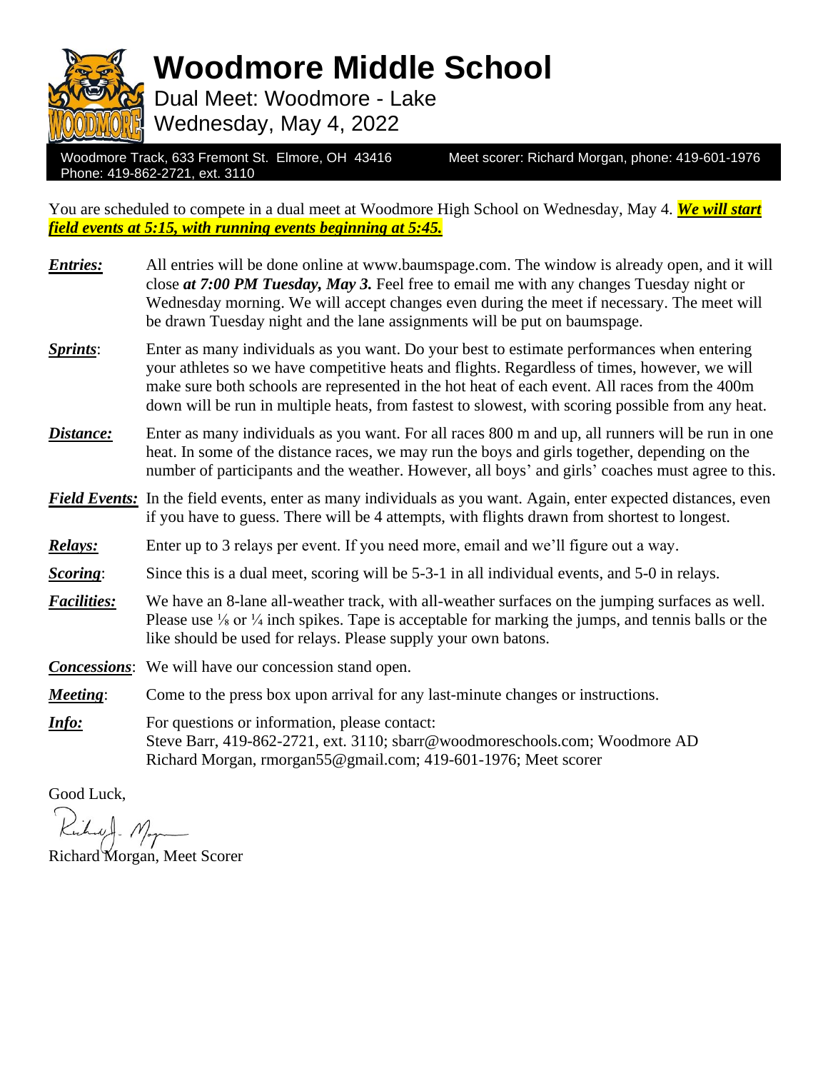# Woodmore Middle School

Dual Meet: Woodmore - Lake

Wednesday, May 4, 2022

Woodmore Track, 633 Fremont St. Elmore, OH 43416
Phone: 419-862-2721, ext. 3110

Meet scorer: Richard Morgan, phone: 419-601-1976

You are scheduled to compete in a dual meet at Woodmore High School on Wednesday, May 4. ***We will start field events at 5:15, with running events beginning at 5:45.***

***Entries:*** All entries will be done online at www.baumspage.com. The window is already open, and it will close ***at 7:00 PM Tuesday, May 3.*** Feel free to email me with any changes Tuesday night or Wednesday morning. We will accept changes even during the meet if necessary. The meet will be drawn Tuesday night and the lane assignments will be put on baumspage.

***Sprints***: Enter as many individuals as you want. Do your best to estimate performances when entering your athletes so we have competitive heats and flights. Regardless of times, however, we will make sure both schools are represented in the hot heat of each event. All races from the 400m down will be run in multiple heats, from fastest to slowest, with scoring possible from any heat.

***Distance:*** Enter as many individuals as you want. For all races 800 m and up, all runners will be run in one heat. In some of the distance races, we may run the boys and girls together, depending on the number of participants and the weather. However, all boys' and girls' coaches must agree to this.

***Field Events:*** In the field events, enter as many individuals as you want. Again, enter expected distances, even if you have to guess. There will be 4 attempts, with flights drawn from shortest to longest.

***Relays:*** Enter up to 3 relays per event. If you need more, email and we'll figure out a way.

***Scoring***: Since this is a dual meet, scoring will be 5-3-1 in all individual events, and 5-0 in relays.

***Facilities:*** We have an 8-lane all-weather track, with all-weather surfaces on the jumping surfaces as well. Please use ⅛ or ¼ inch spikes. Tape is acceptable for marking the jumps, and tennis balls or the like should be used for relays. Please supply your own batons.

***Concessions***: We will have our concession stand open.

***Meeting***: Come to the press box upon arrival for any last-minute changes or instructions.

***Info:*** For questions or information, please contact:
Steve Barr, 419-862-2721, ext. 3110; sbarr@woodmoreschools.com; Woodmore AD
Richard Morgan, rmorgan55@gmail.com; 419-601-1976; Meet scorer

Good Luck,

Richard Morgan, Meet Scorer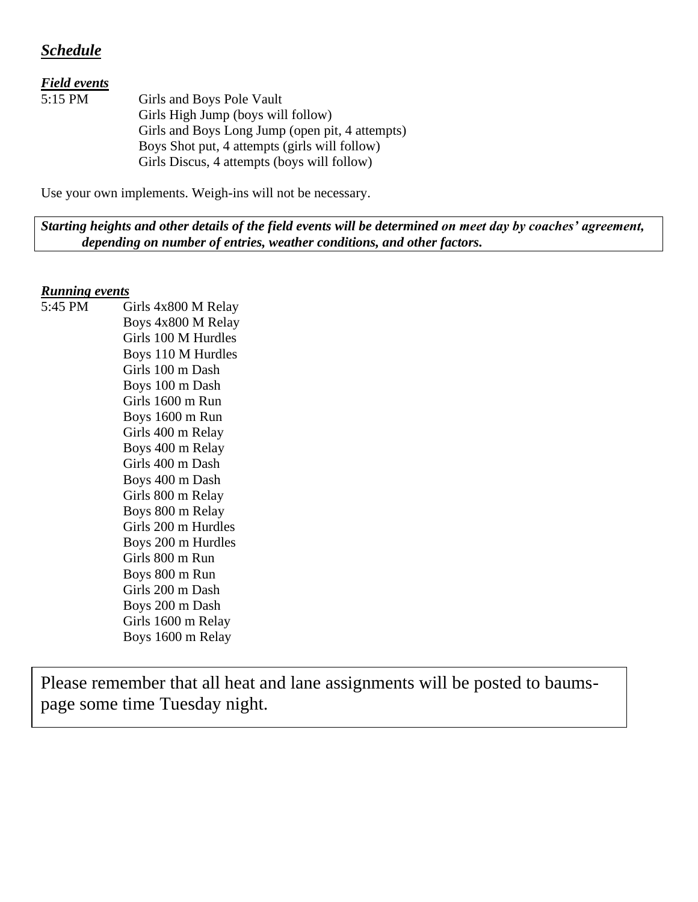## *Schedule*

***Field events***

5:15 PM

- Girls and Boys Pole Vault
- Girls High Jump (boys will follow)
- Girls and Boys Long Jump (open pit, 4 attempts)
- Boys Shot put, 4 attempts (girls will follow)
- Girls Discus, 4 attempts (boys will follow)

Use your own implements. Weigh-ins will not be necessary.

***Starting heights and other details of the field events will be determined on meet day by coaches' agreement, depending on number of entries, weather conditions, and other factors.***

***Running events***

5:45 PM

- Girls 4x800 M Relay
- Boys 4x800 M Relay
- Girls 100 M Hurdles
- Boys 110 M Hurdles
- Girls 100 m Dash
- Boys 100 m Dash
- Girls 1600 m Run
- Boys 1600 m Run
- Girls 400 m Relay
- Boys 400 m Relay
- Girls 400 m Dash
- Boys 400 m Dash
- Girls 800 m Relay
- Boys 800 m Relay
- Girls 200 m Hurdles
- Boys 200 m Hurdles
- Girls 800 m Run
- Boys 800 m Run
- Girls 200 m Dash
- Boys 200 m Dash
- Girls 1600 m Relay
- Boys 1600 m Relay

Please remember that all heat and lane assignments will be posted to baums-page some time Tuesday night.